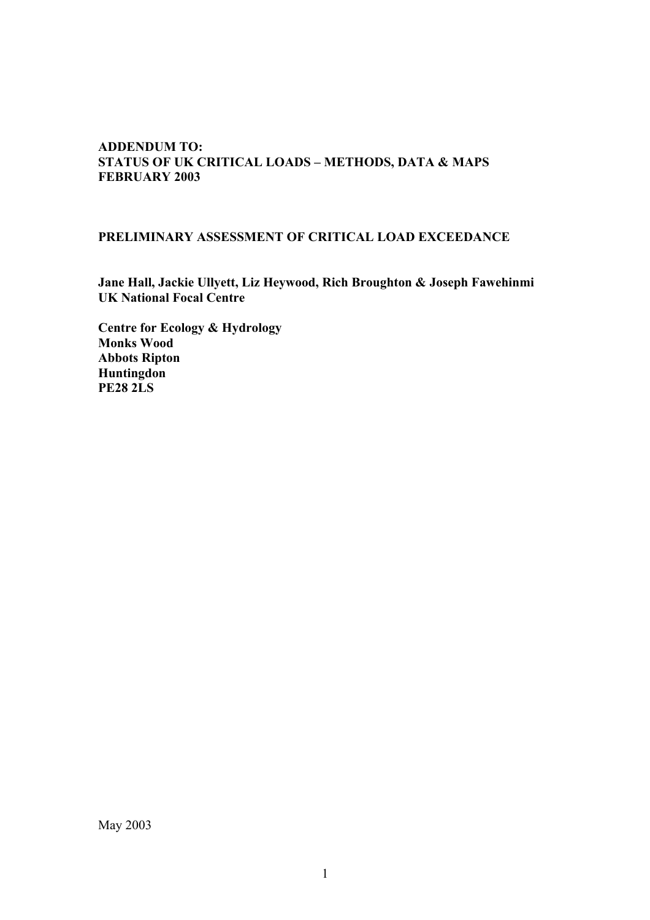**ADDENDUM TO:**
**STATUS OF UK CRITICAL LOADS – METHODS, DATA & MAPS**
**FEBRUARY 2003**

**PRELIMINARY ASSESSMENT OF CRITICAL LOAD EXCEEDANCE**

**Jane Hall, Jackie Ullyett, Liz Heywood, Rich Broughton & Joseph Fawehinmi**
**UK National Focal Centre**

**Centre for Ecology & Hydrology**
**Monks Wood**
**Abbots Ripton**
**Huntingdon**
**PE28 2LS**

May 2003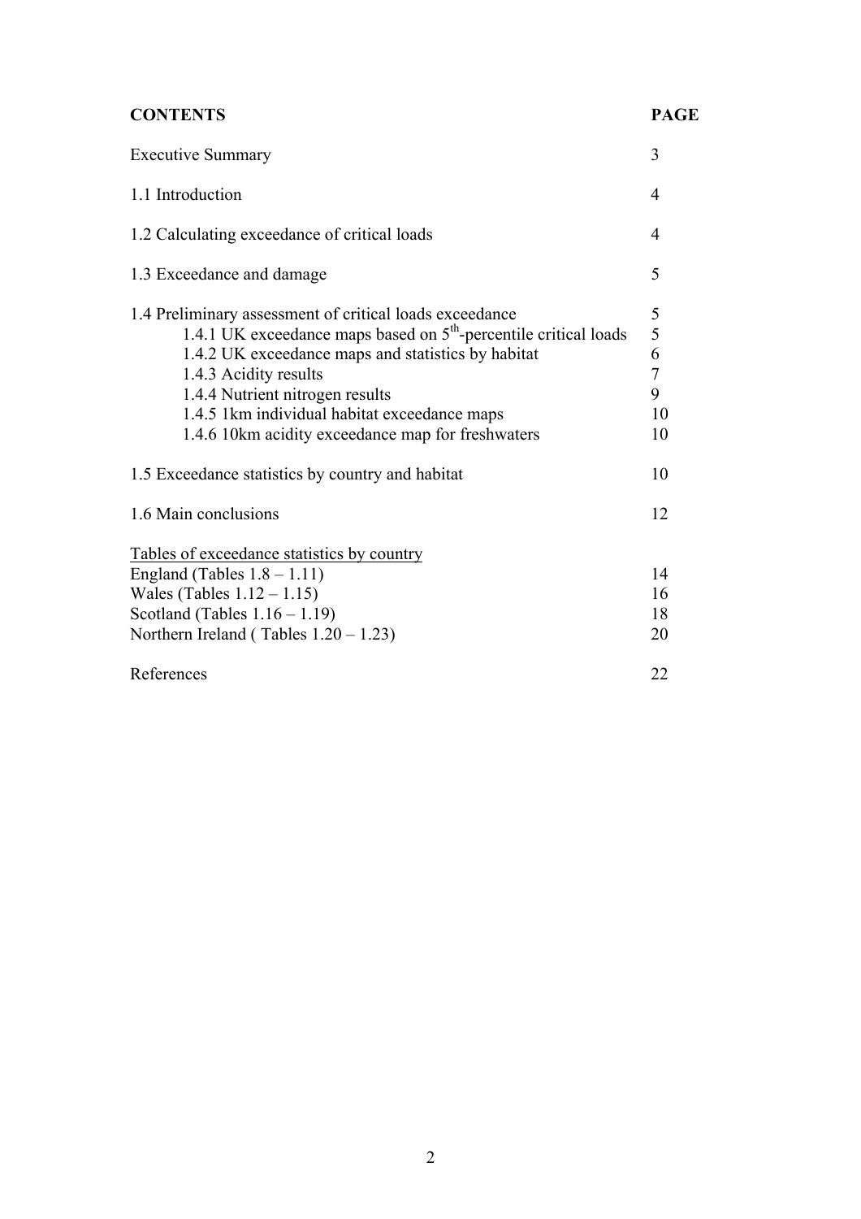| **CONTENTS** | **PAGE** |
|---|---|
| Executive Summary | 3 |
| 1.1 Introduction | 4 |
| 1.2 Calculating exceedance of critical loads | 4 |
| 1.3 Exceedance and damage | 5 |
| 1.4 Preliminary assessment of critical loads exceedance | 5 |
| 1.4.1 UK exceedance maps based on $5^{th}$-percentile critical loads | 5 |
| 1.4.2 UK exceedance maps and statistics by habitat | 6 |
| 1.4.3 Acidity results | 7 |
| 1.4.4 Nutrient nitrogen results | 9 |
| 1.4.5 1km individual habitat exceedance maps | 10 |
| 1.4.6 10km acidity exceedance map for freshwaters | 10 |
| 1.5 Exceedance statistics by country and habitat | 10 |
| 1.6 Main conclusions | 12 |
| Tables of exceedance statistics by country | |
| England (Tables 1.8 – 1.11) | 14 |
| Wales (Tables 1.12 – 1.15) | 16 |
| Scotland (Tables 1.16 – 1.19) | 18 |
| Northern Ireland ( Tables 1.20 – 1.23) | 20 |
| References | 22 |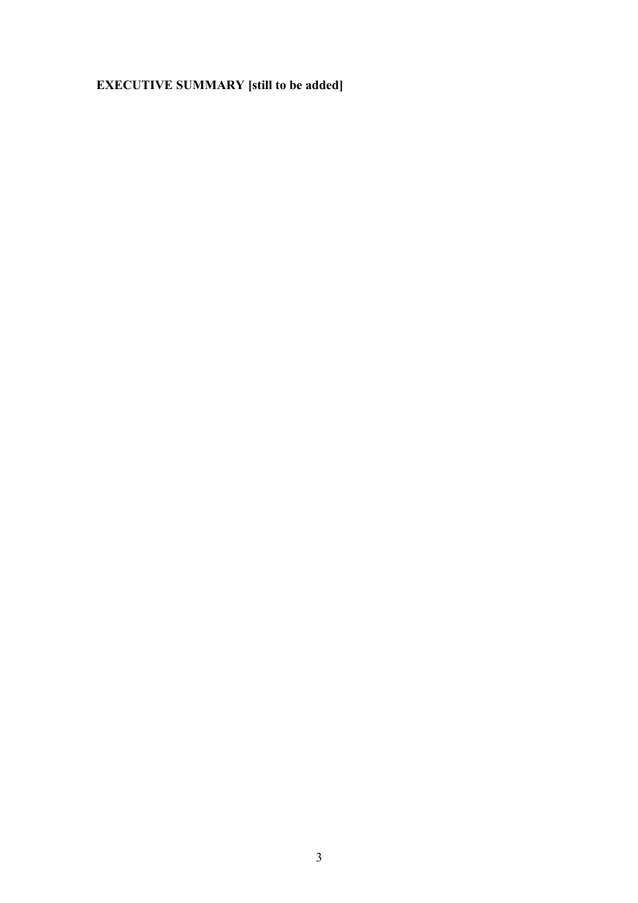**EXECUTIVE SUMMARY [still to be added]**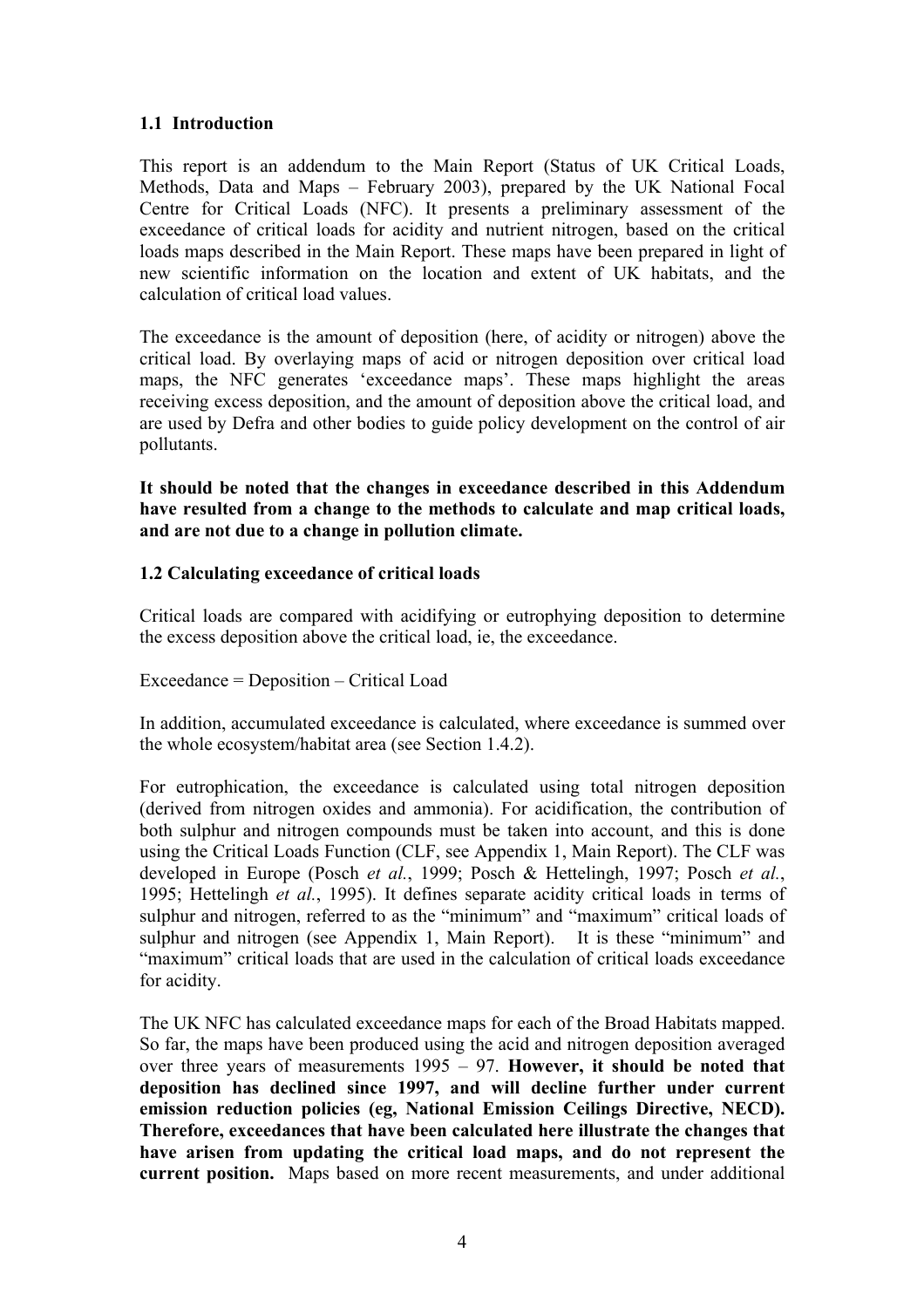### 1.1 Introduction

This report is an addendum to the Main Report (Status of UK Critical Loads, Methods, Data and Maps – February 2003), prepared by the UK National Focal Centre for Critical Loads (NFC). It presents a preliminary assessment of the exceedance of critical loads for acidity and nutrient nitrogen, based on the critical loads maps described in the Main Report. These maps have been prepared in light of new scientific information on the location and extent of UK habitats, and the calculation of critical load values.

The exceedance is the amount of deposition (here, of acidity or nitrogen) above the critical load. By overlaying maps of acid or nitrogen deposition over critical load maps, the NFC generates 'exceedance maps'. These maps highlight the areas receiving excess deposition, and the amount of deposition above the critical load, and are used by Defra and other bodies to guide policy development on the control of air pollutants.

**It should be noted that the changes in exceedance described in this Addendum have resulted from a change to the methods to calculate and map critical loads, and are not due to a change in pollution climate.**

### 1.2 Calculating exceedance of critical loads

Critical loads are compared with acidifying or eutrophying deposition to determine the excess deposition above the critical load, ie, the exceedance.

Exceedance = Deposition – Critical Load

In addition, accumulated exceedance is calculated, where exceedance is summed over the whole ecosystem/habitat area (see Section 1.4.2).

For eutrophication, the exceedance is calculated using total nitrogen deposition (derived from nitrogen oxides and ammonia). For acidification, the contribution of both sulphur and nitrogen compounds must be taken into account, and this is done using the Critical Loads Function (CLF, see Appendix 1, Main Report). The CLF was developed in Europe (Posch *et al.*, 1999; Posch & Hettelingh, 1997; Posch *et al.*, 1995; Hettelingh *et al.*, 1995). It defines separate acidity critical loads in terms of sulphur and nitrogen, referred to as the "minimum" and "maximum" critical loads of sulphur and nitrogen (see Appendix 1, Main Report). It is these "minimum" and "maximum" critical loads that are used in the calculation of critical loads exceedance for acidity.

The UK NFC has calculated exceedance maps for each of the Broad Habitats mapped. So far, the maps have been produced using the acid and nitrogen deposition averaged over three years of measurements 1995 – 97. **However, it should be noted that deposition has declined since 1997, and will decline further under current emission reduction policies (eg, National Emission Ceilings Directive, NECD). Therefore, exceedances that have been calculated here illustrate the changes that have arisen from updating the critical load maps, and do not represent the current position.** Maps based on more recent measurements, and under additional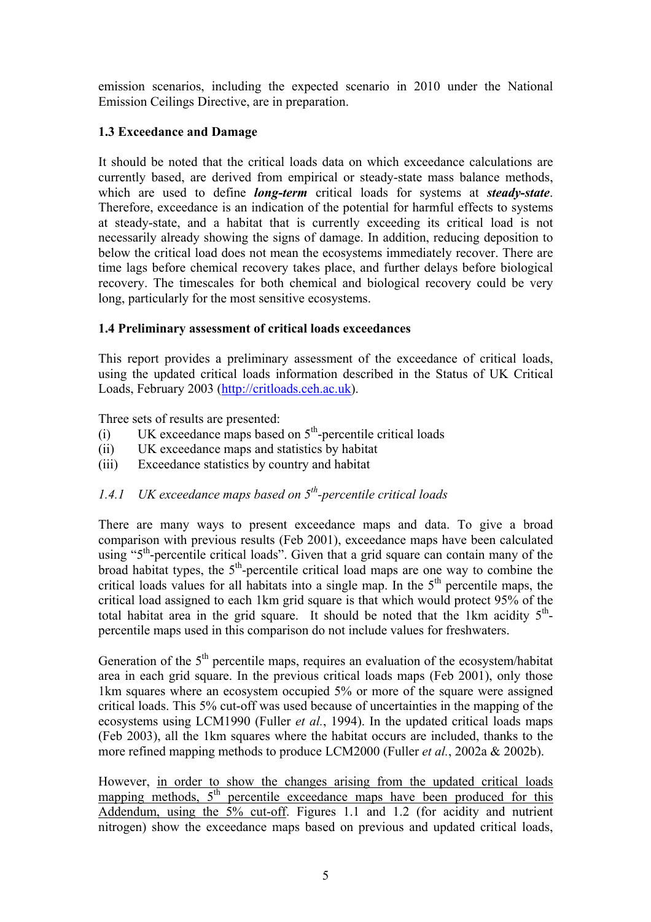emission scenarios, including the expected scenario in 2010 under the National Emission Ceilings Directive, are in preparation.

### 1.3 Exceedance and Damage

It should be noted that the critical loads data on which exceedance calculations are currently based, are derived from empirical or steady-state mass balance methods, which are used to define ***long-term*** critical loads for systems at ***steady-state***. Therefore, exceedance is an indication of the potential for harmful effects to systems at steady-state, and a habitat that is currently exceeding its critical load is not necessarily already showing the signs of damage. In addition, reducing deposition to below the critical load does not mean the ecosystems immediately recover. There are time lags before chemical recovery takes place, and further delays before biological recovery. The timescales for both chemical and biological recovery could be very long, particularly for the most sensitive ecosystems.

### 1.4 Preliminary assessment of critical loads exceedances

This report provides a preliminary assessment of the exceedance of critical loads, using the updated critical loads information described in the Status of UK Critical Loads, February 2003 (http://critloads.ceh.ac.uk).

Three sets of results are presented:

(i) UK exceedance maps based on $5^{th}$-percentile critical loads
(ii) UK exceedance maps and statistics by habitat
(iii) Exceedance statistics by country and habitat

#### *1.4.1 UK exceedance maps based on $5^{th}$-percentile critical loads*

There are many ways to present exceedance maps and data. To give a broad comparison with previous results (Feb 2001), exceedance maps have been calculated using "$5^{th}$-percentile critical loads". Given that a grid square can contain many of the broad habitat types, the $5^{th}$-percentile critical load maps are one way to combine the critical loads values for all habitats into a single map. In the $5^{th}$ percentile maps, the critical load assigned to each 1km grid square is that which would protect 95% of the total habitat area in the grid square. It should be noted that the 1km acidity $5^{th}$-percentile maps used in this comparison do not include values for freshwaters.

Generation of the $5^{th}$ percentile maps, requires an evaluation of the ecosystem/habitat area in each grid square. In the previous critical loads maps (Feb 2001), only those 1km squares where an ecosystem occupied 5% or more of the square were assigned critical loads. This 5% cut-off was used because of uncertainties in the mapping of the ecosystems using LCM1990 (Fuller *et al.*, 1994). In the updated critical loads maps (Feb 2003), all the 1km squares where the habitat occurs are included, thanks to the more refined mapping methods to produce LCM2000 (Fuller *et al.*, 2002a & 2002b).

However, <u>in order to show the changes arising from the updated critical loads mapping methods, $5^{th}$ percentile exceedance maps have been produced for this Addendum, using the 5% cut-off</u>. Figures 1.1 and 1.2 (for acidity and nutrient nitrogen) show the exceedance maps based on previous and updated critical loads,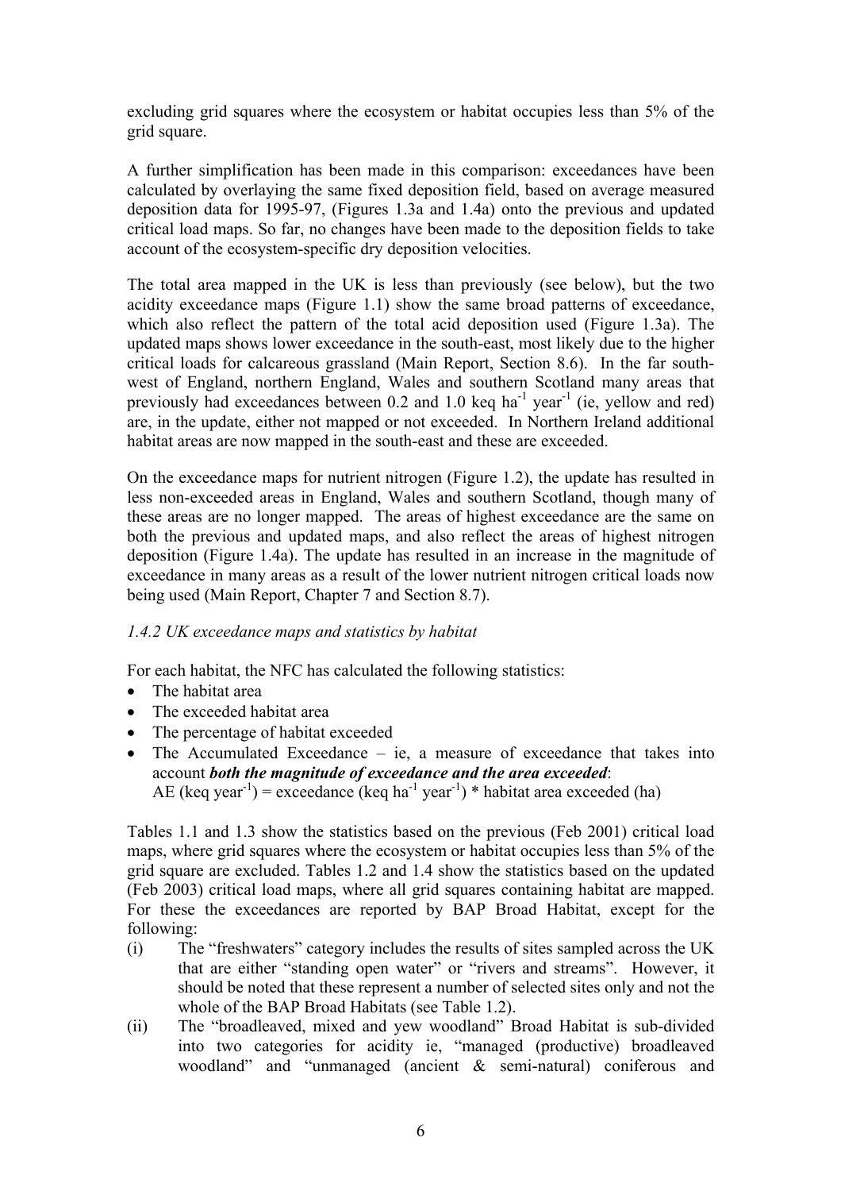excluding grid squares where the ecosystem or habitat occupies less than 5% of the grid square.

A further simplification has been made in this comparison: exceedances have been calculated by overlaying the same fixed deposition field, based on average measured deposition data for 1995-97, (Figures 1.3a and 1.4a) onto the previous and updated critical load maps. So far, no changes have been made to the deposition fields to take account of the ecosystem-specific dry deposition velocities.

The total area mapped in the UK is less than previously (see below), but the two acidity exceedance maps (Figure 1.1) show the same broad patterns of exceedance, which also reflect the pattern of the total acid deposition used (Figure 1.3a). The updated maps shows lower exceedance in the south-east, most likely due to the higher critical loads for calcareous grassland (Main Report, Section 8.6). In the far south-west of England, northern England, Wales and southern Scotland many areas that previously had exceedances between 0.2 and 1.0 keq $ha^{-1}$ $year^{-1}$ (ie, yellow and red) are, in the update, either not mapped or not exceeded. In Northern Ireland additional habitat areas are now mapped in the south-east and these are exceeded.

On the exceedance maps for nutrient nitrogen (Figure 1.2), the update has resulted in less non-exceeded areas in England, Wales and southern Scotland, though many of these areas are no longer mapped. The areas of highest exceedance are the same on both the previous and updated maps, and also reflect the areas of highest nitrogen deposition (Figure 1.4a). The update has resulted in an increase in the magnitude of exceedance in many areas as a result of the lower nutrient nitrogen critical loads now being used (Main Report, Chapter 7 and Section 8.7).

### *1.4.2 UK exceedance maps and statistics by habitat*

For each habitat, the NFC has calculated the following statistics:

- The habitat area
- The exceeded habitat area
- The percentage of habitat exceeded
- The Accumulated Exceedance – ie, a measure of exceedance that takes into account ***both the magnitude of exceedance and the area exceeded***:
  AE (keq $year^{-1}$) = exceedance (keq $ha^{-1}$ $year^{-1}$) * habitat area exceeded (ha)

Tables 1.1 and 1.3 show the statistics based on the previous (Feb 2001) critical load maps, where grid squares where the ecosystem or habitat occupies less than 5% of the grid square are excluded. Tables 1.2 and 1.4 show the statistics based on the updated (Feb 2003) critical load maps, where all grid squares containing habitat are mapped. For these the exceedances are reported by BAP Broad Habitat, except for the following:

(i) The "freshwaters" category includes the results of sites sampled across the UK that are either "standing open water" or "rivers and streams". However, it should be noted that these represent a number of selected sites only and not the whole of the BAP Broad Habitats (see Table 1.2).

(ii) The "broadleaved, mixed and yew woodland" Broad Habitat is sub-divided into two categories for acidity ie, "managed (productive) broadleaved woodland" and "unmanaged (ancient & semi-natural) coniferous and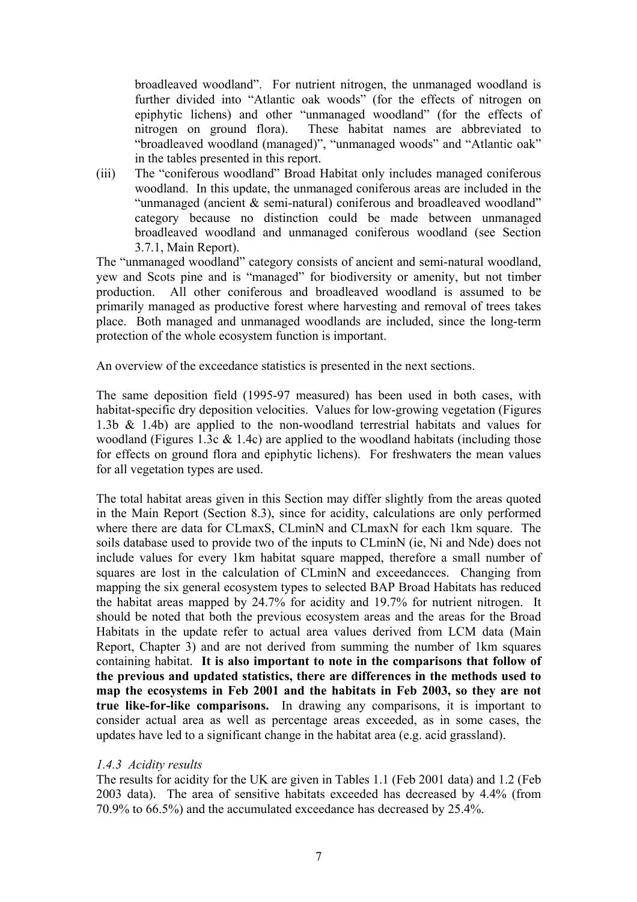broadleaved woodland". For nutrient nitrogen, the unmanaged woodland is further divided into "Atlantic oak woods" (for the effects of nitrogen on epiphytic lichens) and other "unmanaged woodland" (for the effects of nitrogen on ground flora). These habitat names are abbreviated to "broadleaved woodland (managed)", "unmanaged woods" and "Atlantic oak" in the tables presented in this report.

(iii) The "coniferous woodland" Broad Habitat only includes managed coniferous woodland. In this update, the unmanaged coniferous areas are included in the "unmanaged (ancient & semi-natural) coniferous and broadleaved woodland" category because no distinction could be made between unmanaged broadleaved woodland and unmanaged coniferous woodland (see Section 3.7.1, Main Report).

The "unmanaged woodland" category consists of ancient and semi-natural woodland, yew and Scots pine and is "managed" for biodiversity or amenity, but not timber production. All other coniferous and broadleaved woodland is assumed to be primarily managed as productive forest where harvesting and removal of trees takes place. Both managed and unmanaged woodlands are included, since the long-term protection of the whole ecosystem function is important.

An overview of the exceedance statistics is presented in the next sections.

The same deposition field (1995-97 measured) has been used in both cases, with habitat-specific dry deposition velocities. Values for low-growing vegetation (Figures 1.3b & 1.4b) are applied to the non-woodland terrestrial habitats and values for woodland (Figures 1.3c & 1.4c) are applied to the woodland habitats (including those for effects on ground flora and epiphytic lichens). For freshwaters the mean values for all vegetation types are used.

The total habitat areas given in this Section may differ slightly from the areas quoted in the Main Report (Section 8.3), since for acidity, calculations are only performed where there are data for CLmaxS, CLminN and CLmaxN for each 1km square. The soils database used to provide two of the inputs to CLminN (ie, Ni and Nde) does not include values for every 1km habitat square mapped, therefore a small number of squares are lost in the calculation of CLminN and exceedancces. Changing from mapping the six general ecosystem types to selected BAP Broad Habitats has reduced the habitat areas mapped by 24.7% for acidity and 19.7% for nutrient nitrogen. It should be noted that both the previous ecosystem areas and the areas for the Broad Habitats in the update refer to actual area values derived from LCM data (Main Report, Chapter 3) and are not derived from summing the number of 1km squares containing habitat. **It is also important to note in the comparisons that follow of the previous and updated statistics, there are differences in the methods used to map the ecosystems in Feb 2001 and the habitats in Feb 2003, so they are not true like-for-like comparisons.** In drawing any comparisons, it is important to consider actual area as well as percentage areas exceeded, as in some cases, the updates have led to a significant change in the habitat area (e.g. acid grassland).

### *1.4.3 Acidity results*

The results for acidity for the UK are given in Tables 1.1 (Feb 2001 data) and 1.2 (Feb 2003 data). The area of sensitive habitats exceeded has decreased by 4.4% (from 70.9% to 66.5%) and the accumulated exceedance has decreased by 25.4%.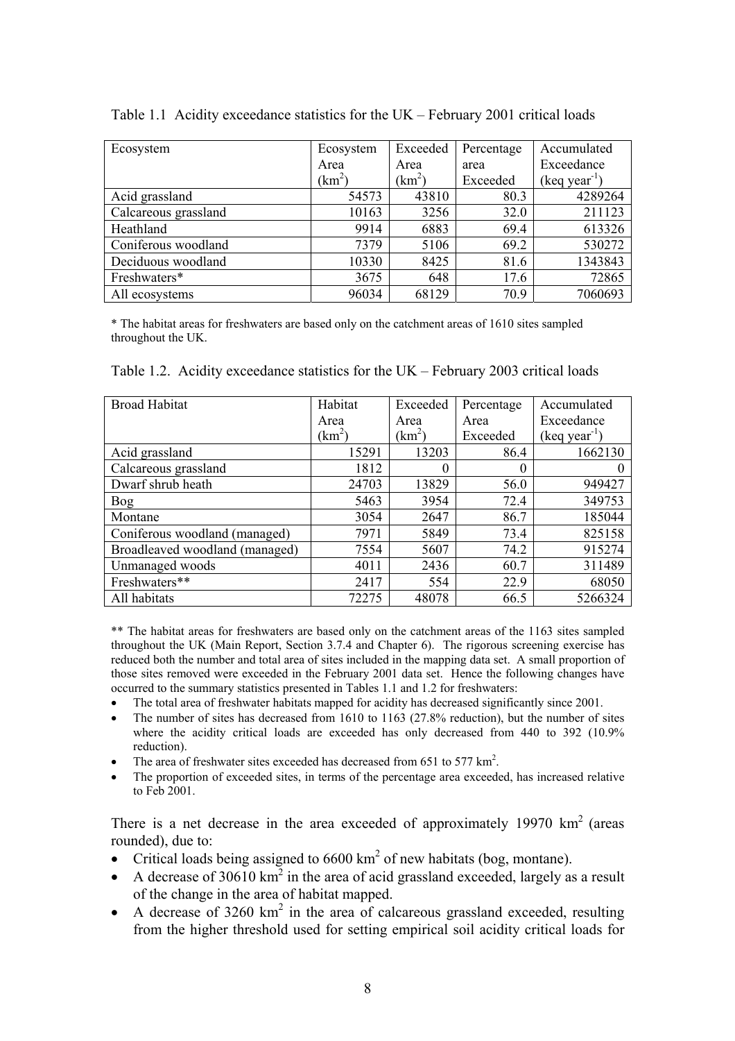Table 1.1 Acidity exceedance statistics for the UK – February 2001 critical loads

| Ecosystem | Ecosystem Area ($km^2$) | Exceeded Area ($km^2$) | Percentage area Exceeded | Accumulated Exceedance (keq $year^{-1}$) |
|---|---|---|---|---|
| Acid grassland | 54573 | 43810 | 80.3 | 4289264 |
| Calcareous grassland | 10163 | 3256 | 32.0 | 211123 |
| Heathland | 9914 | 6883 | 69.4 | 613326 |
| Coniferous woodland | 7379 | 5106 | 69.2 | 530272 |
| Deciduous woodland | 10330 | 8425 | 81.6 | 1343843 |
| Freshwaters* | 3675 | 648 | 17.6 | 72865 |
| All ecosystems | 96034 | 68129 | 70.9 | 7060693 |

* The habitat areas for freshwaters are based only on the catchment areas of 1610 sites sampled throughout the UK.

Table 1.2. Acidity exceedance statistics for the UK – February 2003 critical loads

| Broad Habitat | Habitat Area ($km^2$) | Exceeded Area ($km^2$) | Percentage Area Exceeded | Accumulated Exceedance (keq $year^{-1}$) |
|---|---|---|---|---|
| Acid grassland | 15291 | 13203 | 86.4 | 1662130 |
| Calcareous grassland | 1812 | 0 | 0 | 0 |
| Dwarf shrub heath | 24703 | 13829 | 56.0 | 949427 |
| Bog | 5463 | 3954 | 72.4 | 349753 |
| Montane | 3054 | 2647 | 86.7 | 185044 |
| Coniferous woodland (managed) | 7971 | 5849 | 73.4 | 825158 |
| Broadleaved woodland (managed) | 7554 | 5607 | 74.2 | 915274 |
| Unmanaged woods | 4011 | 2436 | 60.7 | 311489 |
| Freshwaters** | 2417 | 554 | 22.9 | 68050 |
| All habitats | 72275 | 48078 | 66.5 | 5266324 |

** The habitat areas for freshwaters are based only on the catchment areas of the 1163 sites sampled throughout the UK (Main Report, Section 3.7.4 and Chapter 6). The rigorous screening exercise has reduced both the number and total area of sites included in the mapping data set. A small proportion of those sites removed were exceeded in the February 2001 data set. Hence the following changes have occurred to the summary statistics presented in Tables 1.1 and 1.2 for freshwaters:

- The total area of freshwater habitats mapped for acidity has decreased significantly since 2001.
- The number of sites has decreased from 1610 to 1163 (27.8% reduction), but the number of sites where the acidity critical loads are exceeded has only decreased from 440 to 392 (10.9% reduction).
- The area of freshwater sites exceeded has decreased from 651 to 577 $km^2$.
- The proportion of exceeded sites, in terms of the percentage area exceeded, has increased relative to Feb 2001.

There is a net decrease in the area exceeded of approximately 19970 $km^2$ (areas rounded), due to:

- Critical loads being assigned to 6600 $km^2$ of new habitats (bog, montane).
- A decrease of 30610 $km^2$ in the area of acid grassland exceeded, largely as a result of the change in the area of habitat mapped.
- A decrease of 3260 $km^2$ in the area of calcareous grassland exceeded, resulting from the higher threshold used for setting empirical soil acidity critical loads for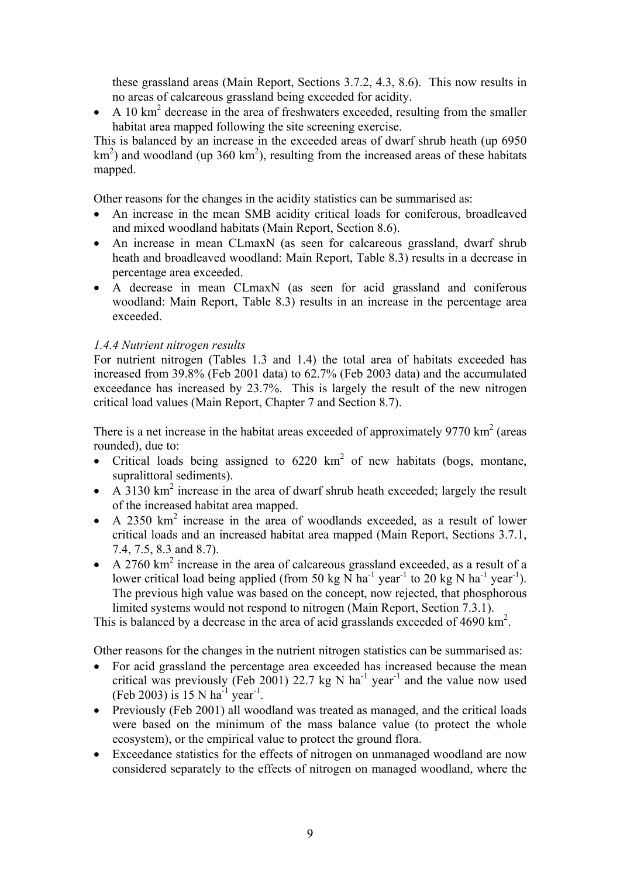these grassland areas (Main Report, Sections 3.7.2, 4.3, 8.6). This now results in no areas of calcareous grassland being exceeded for acidity.

- A 10 $km^2$ decrease in the area of freshwaters exceeded, resulting from the smaller habitat area mapped following the site screening exercise.

This is balanced by an increase in the exceeded areas of dwarf shrub heath (up 6950 $km^2$) and woodland (up 360 $km^2$), resulting from the increased areas of these habitats mapped.

Other reasons for the changes in the acidity statistics can be summarised as:

- An increase in the mean SMB acidity critical loads for coniferous, broadleaved and mixed woodland habitats (Main Report, Section 8.6).
- An increase in mean CLmaxN (as seen for calcareous grassland, dwarf shrub heath and broadleaved woodland: Main Report, Table 8.3) results in a decrease in percentage area exceeded.
- A decrease in mean CLmaxN (as seen for acid grassland and coniferous woodland: Main Report, Table 8.3) results in an increase in the percentage area exceeded.

### *1.4.4 Nutrient nitrogen results*

For nutrient nitrogen (Tables 1.3 and 1.4) the total area of habitats exceeded has increased from 39.8% (Feb 2001 data) to 62.7% (Feb 2003 data) and the accumulated exceedance has increased by 23.7%. This is largely the result of the new nitrogen critical load values (Main Report, Chapter 7 and Section 8.7).

There is a net increase in the habitat areas exceeded of approximately 9770 $km^2$ (areas rounded), due to:

- Critical loads being assigned to 6220 $km^2$ of new habitats (bogs, montane, supralittoral sediments).
- A 3130 $km^2$ increase in the area of dwarf shrub heath exceeded; largely the result of the increased habitat area mapped.
- A 2350 $km^2$ increase in the area of woodlands exceeded, as a result of lower critical loads and an increased habitat area mapped (Main Report, Sections 3.7.1, 7.4, 7.5, 8.3 and 8.7).
- A 2760 $km^2$ increase in the area of calcareous grassland exceeded, as a result of a lower critical load being applied (from 50 kg N $ha^{-1}$ $year^{-1}$ to 20 kg N $ha^{-1}$ $year^{-1}$). The previous high value was based on the concept, now rejected, that phosphorous limited systems would not respond to nitrogen (Main Report, Section 7.3.1).

This is balanced by a decrease in the area of acid grasslands exceeded of 4690 $km^2$.

Other reasons for the changes in the nutrient nitrogen statistics can be summarised as:

- For acid grassland the percentage area exceeded has increased because the mean critical was previously (Feb 2001) 22.7 kg N $ha^{-1}$ $year^{-1}$ and the value now used (Feb 2003) is 15 N $ha^{-1}$ $year^{-1}$.
- Previously (Feb 2001) all woodland was treated as managed, and the critical loads were based on the minimum of the mass balance value (to protect the whole ecosystem), or the empirical value to protect the ground flora.
- Exceedance statistics for the effects of nitrogen on unmanaged woodland are now considered separately to the effects of nitrogen on managed woodland, where the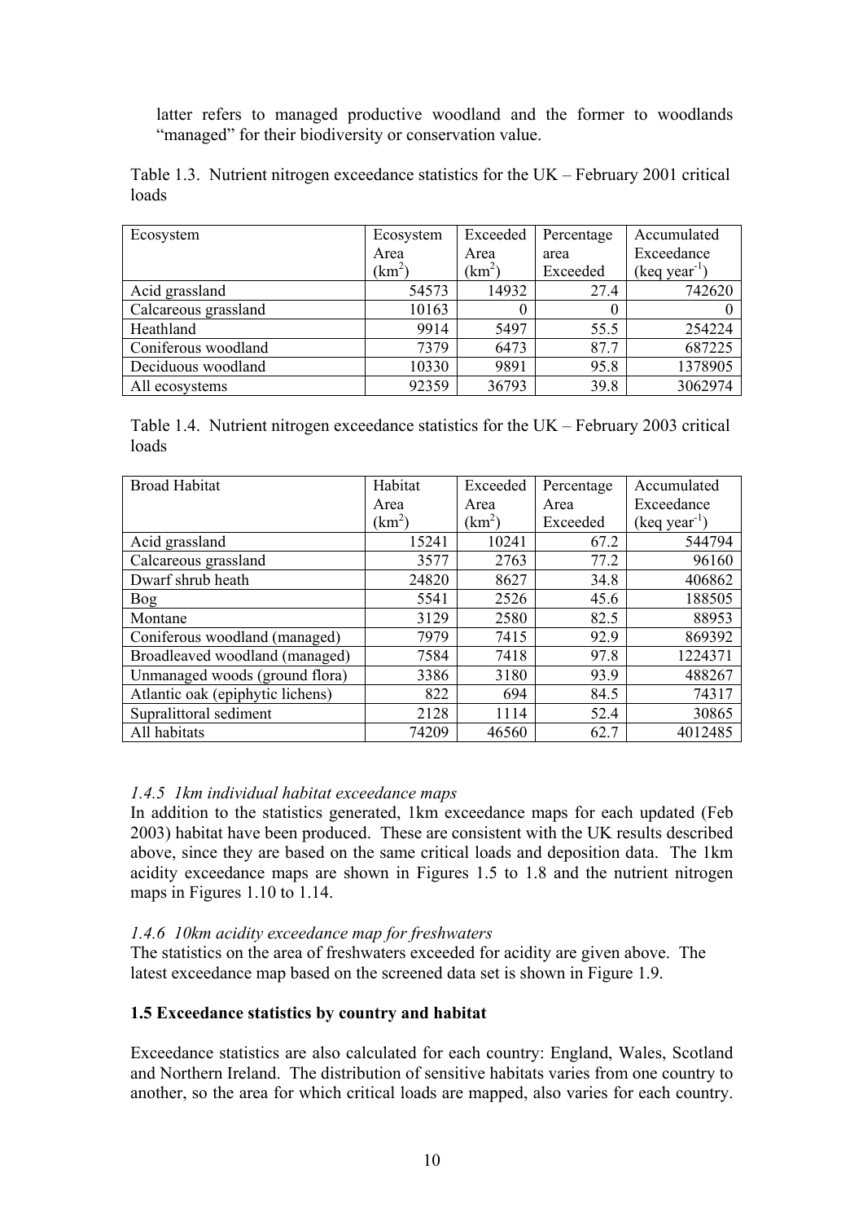latter refers to managed productive woodland and the former to woodlands "managed" for their biodiversity or conservation value.

Table 1.3. Nutrient nitrogen exceedance statistics for the UK – February 2001 critical loads

| Ecosystem | Ecosystem Area ($km^2$) | Exceeded Area ($km^2$) | Percentage area Exceeded | Accumulated Exceedance (keq $year^{-1}$) |
|---|---|---|---|---|
| Acid grassland | 54573 | 14932 | 27.4 | 742620 |
| Calcareous grassland | 10163 | 0 | 0 | 0 |
| Heathland | 9914 | 5497 | 55.5 | 254224 |
| Coniferous woodland | 7379 | 6473 | 87.7 | 687225 |
| Deciduous woodland | 10330 | 9891 | 95.8 | 1378905 |
| All ecosystems | 92359 | 36793 | 39.8 | 3062974 |

Table 1.4. Nutrient nitrogen exceedance statistics for the UK – February 2003 critical loads

| Broad Habitat | Habitat Area ($km^2$) | Exceeded Area ($km^2$) | Percentage Area Exceeded | Accumulated Exceedance (keq $year^{-1}$) |
|---|---|---|---|---|
| Acid grassland | 15241 | 10241 | 67.2 | 544794 |
| Calcareous grassland | 3577 | 2763 | 77.2 | 96160 |
| Dwarf shrub heath | 24820 | 8627 | 34.8 | 406862 |
| Bog | 5541 | 2526 | 45.6 | 188505 |
| Montane | 3129 | 2580 | 82.5 | 88953 |
| Coniferous woodland (managed) | 7979 | 7415 | 92.9 | 869392 |
| Broadleaved woodland (managed) | 7584 | 7418 | 97.8 | 1224371 |
| Unmanaged woods (ground flora) | 3386 | 3180 | 93.9 | 488267 |
| Atlantic oak (epiphytic lichens) | 822 | 694 | 84.5 | 74317 |
| Supralittoral sediment | 2128 | 1114 | 52.4 | 30865 |
| All habitats | 74209 | 46560 | 62.7 | 4012485 |

### *1.4.5 1km individual habitat exceedance maps*

In addition to the statistics generated, 1km exceedance maps for each updated (Feb 2003) habitat have been produced. These are consistent with the UK results described above, since they are based on the same critical loads and deposition data. The 1km acidity exceedance maps are shown in Figures 1.5 to 1.8 and the nutrient nitrogen maps in Figures 1.10 to 1.14.

### *1.4.6 10km acidity exceedance map for freshwaters*

The statistics on the area of freshwaters exceeded for acidity are given above. The latest exceedance map based on the screened data set is shown in Figure 1.9.

## **1.5 Exceedance statistics by country and habitat**

Exceedance statistics are also calculated for each country: England, Wales, Scotland and Northern Ireland. The distribution of sensitive habitats varies from one country to another, so the area for which critical loads are mapped, also varies for each country.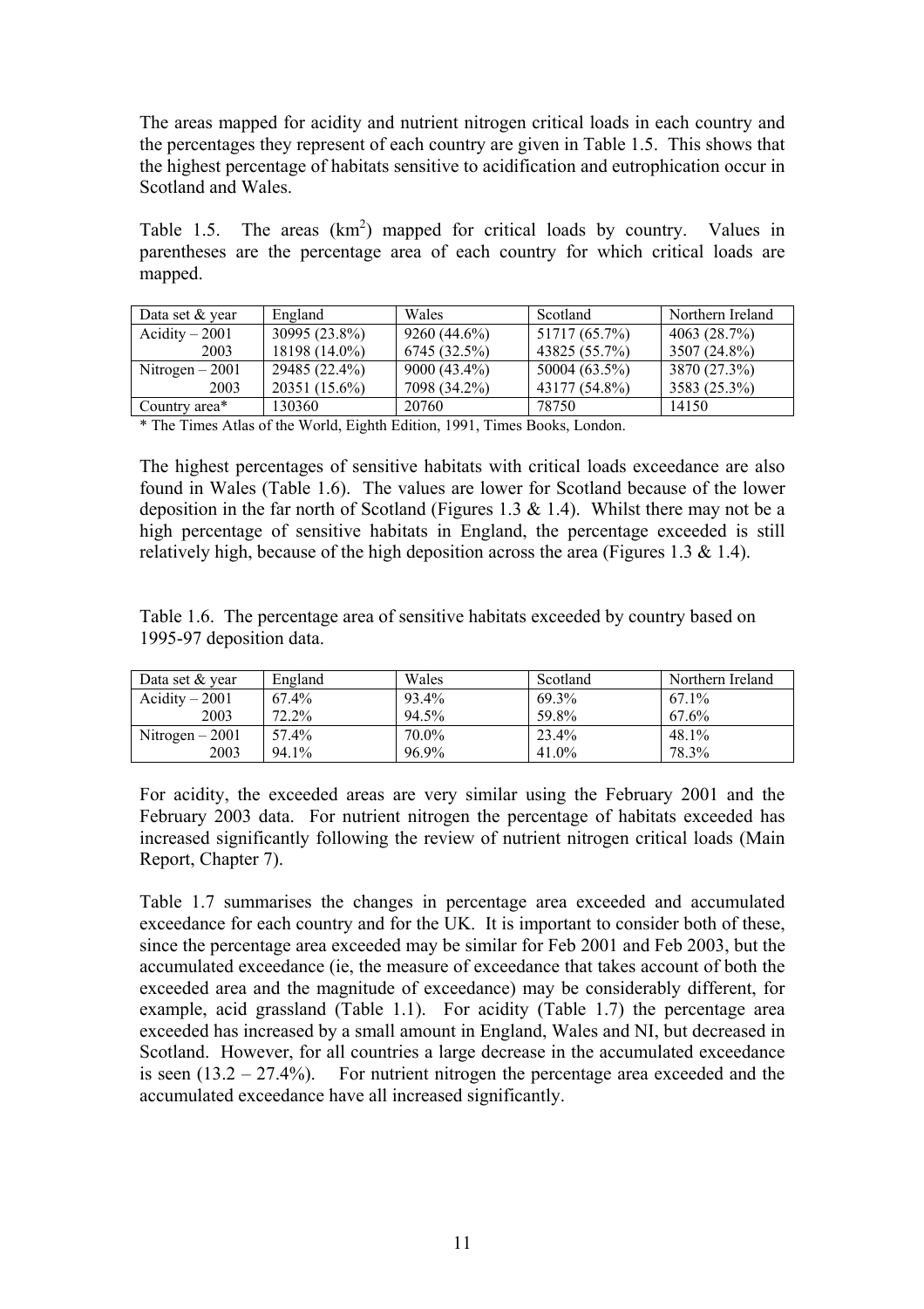The areas mapped for acidity and nutrient nitrogen critical loads in each country and the percentages they represent of each country are given in Table 1.5. This shows that the highest percentage of habitats sensitive to acidification and eutrophication occur in Scotland and Wales.

Table 1.5. The areas ($km^2$) mapped for critical loads by country. Values in parentheses are the percentage area of each country for which critical loads are mapped.

| Data set & year | England | Wales | Scotland | Northern Ireland |
|---|---|---|---|---|
| Acidity – 2001 | 30995 (23.8%) | 9260 (44.6%) | 51717 (65.7%) | 4063 (28.7%) |
| 2003 | 18198 (14.0%) | 6745 (32.5%) | 43825 (55.7%) | 3507 (24.8%) |
| Nitrogen – 2001 | 29485 (22.4%) | 9000 (43.4%) | 50004 (63.5%) | 3870 (27.3%) |
| 2003 | 20351 (15.6%) | 7098 (34.2%) | 43177 (54.8%) | 3583 (25.3%) |
| Country area* | 130360 | 20760 | 78750 | 14150 |

\* The Times Atlas of the World, Eighth Edition, 1991, Times Books, London.

The highest percentages of sensitive habitats with critical loads exceedance are also found in Wales (Table 1.6). The values are lower for Scotland because of the lower deposition in the far north of Scotland (Figures 1.3 & 1.4). Whilst there may not be a high percentage of sensitive habitats in England, the percentage exceeded is still relatively high, because of the high deposition across the area (Figures 1.3 & 1.4).

Table 1.6. The percentage area of sensitive habitats exceeded by country based on 1995-97 deposition data.

| Data set & year | England | Wales | Scotland | Northern Ireland |
|---|---|---|---|---|
| Acidity – 2001 | 67.4% | 93.4% | 69.3% | 67.1% |
| 2003 | 72.2% | 94.5% | 59.8% | 67.6% |
| Nitrogen – 2001 | 57.4% | 70.0% | 23.4% | 48.1% |
| 2003 | 94.1% | 96.9% | 41.0% | 78.3% |

For acidity, the exceeded areas are very similar using the February 2001 and the February 2003 data. For nutrient nitrogen the percentage of habitats exceeded has increased significantly following the review of nutrient nitrogen critical loads (Main Report, Chapter 7).

Table 1.7 summarises the changes in percentage area exceeded and accumulated exceedance for each country and for the UK. It is important to consider both of these, since the percentage area exceeded may be similar for Feb 2001 and Feb 2003, but the accumulated exceedance (ie, the measure of exceedance that takes account of both the exceeded area and the magnitude of exceedance) may be considerably different, for example, acid grassland (Table 1.1). For acidity (Table 1.7) the percentage area exceeded has increased by a small amount in England, Wales and NI, but decreased in Scotland. However, for all countries a large decrease in the accumulated exceedance is seen (13.2 – 27.4%). For nutrient nitrogen the percentage area exceeded and the accumulated exceedance have all increased significantly.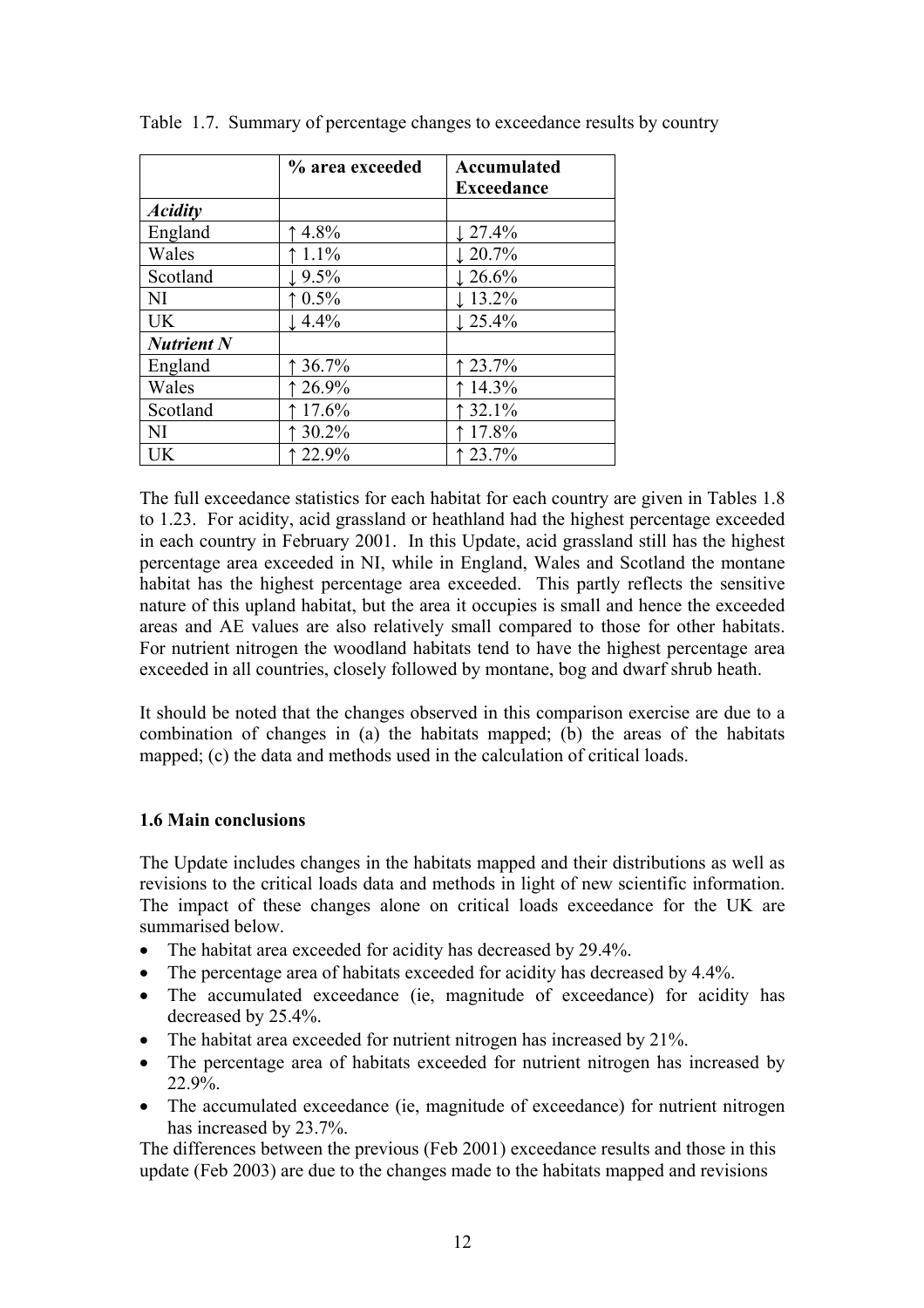Table 1.7. Summary of percentage changes to exceedance results by country

| | % area exceeded | Accumulated Exceedance |
|---|---|---|
| ***Acidity*** | | |
| England | ↑ 4.8% | ↓ 27.4% |
| Wales | ↑ 1.1% | ↓ 20.7% |
| Scotland | ↓ 9.5% | ↓ 26.6% |
| NI | ↑ 0.5% | ↓ 13.2% |
| UK | ↓ 4.4% | ↓ 25.4% |
| ***Nutrient N*** | | |
| England | ↑ 36.7% | ↑ 23.7% |
| Wales | ↑ 26.9% | ↑ 14.3% |
| Scotland | ↑ 17.6% | ↑ 32.1% |
| NI | ↑ 30.2% | ↑ 17.8% |
| UK | ↑ 22.9% | ↑ 23.7% |

The full exceedance statistics for each habitat for each country are given in Tables 1.8 to 1.23. For acidity, acid grassland or heathland had the highest percentage exceeded in each country in February 2001. In this Update, acid grassland still has the highest percentage area exceeded in NI, while in England, Wales and Scotland the montane habitat has the highest percentage area exceeded. This partly reflects the sensitive nature of this upland habitat, but the area it occupies is small and hence the exceeded areas and AE values are also relatively small compared to those for other habitats. For nutrient nitrogen the woodland habitats tend to have the highest percentage area exceeded in all countries, closely followed by montane, bog and dwarf shrub heath.

It should be noted that the changes observed in this comparison exercise are due to a combination of changes in (a) the habitats mapped; (b) the areas of the habitats mapped; (c) the data and methods used in the calculation of critical loads.

### 1.6 Main conclusions

The Update includes changes in the habitats mapped and their distributions as well as revisions to the critical loads data and methods in light of new scientific information. The impact of these changes alone on critical loads exceedance for the UK are summarised below.

- The habitat area exceeded for acidity has decreased by 29.4%.
- The percentage area of habitats exceeded for acidity has decreased by 4.4%.
- The accumulated exceedance (ie, magnitude of exceedance) for acidity has decreased by 25.4%.
- The habitat area exceeded for nutrient nitrogen has increased by 21%.
- The percentage area of habitats exceeded for nutrient nitrogen has increased by 22.9%.
- The accumulated exceedance (ie, magnitude of exceedance) for nutrient nitrogen has increased by 23.7%.

The differences between the previous (Feb 2001) exceedance results and those in this update (Feb 2003) are due to the changes made to the habitats mapped and revisions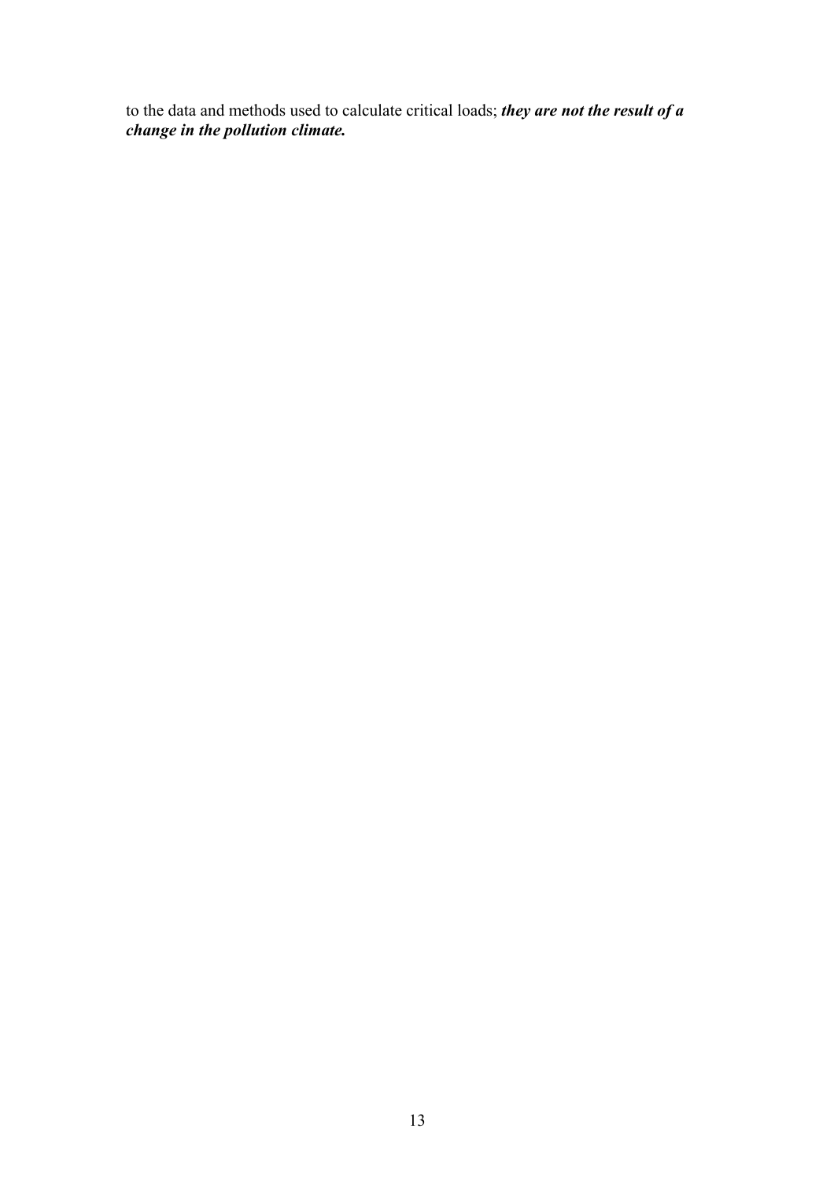to the data and methods used to calculate critical loads; ***they are not the result of a change in the pollution climate.***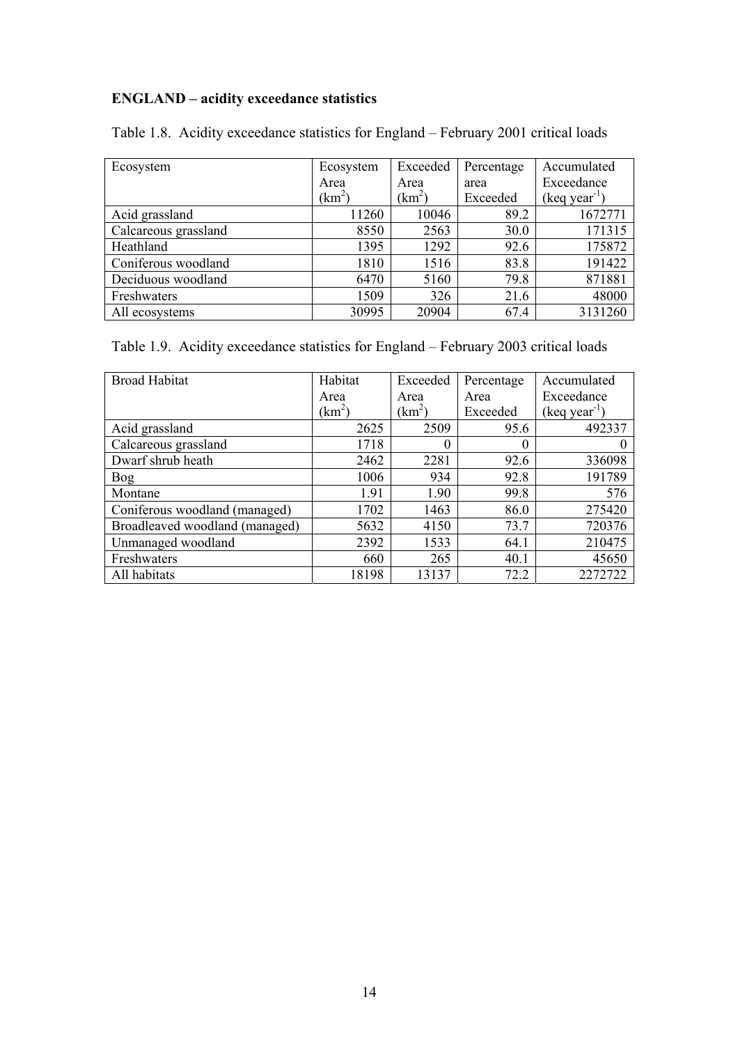**ENGLAND – acidity exceedance statistics**

Table 1.8. Acidity exceedance statistics for England – February 2001 critical loads

| Ecosystem | Ecosystem Area ($km^2$) | Exceeded Area ($km^2$) | Percentage area Exceeded | Accumulated Exceedance (keq $year^{-1}$) |
|---|---|---|---|---|
| Acid grassland | 11260 | 10046 | 89.2 | 1672771 |
| Calcareous grassland | 8550 | 2563 | 30.0 | 171315 |
| Heathland | 1395 | 1292 | 92.6 | 175872 |
| Coniferous woodland | 1810 | 1516 | 83.8 | 191422 |
| Deciduous woodland | 6470 | 5160 | 79.8 | 871881 |
| Freshwaters | 1509 | 326 | 21.6 | 48000 |
| All ecosystems | 30995 | 20904 | 67.4 | 3131260 |

Table 1.9. Acidity exceedance statistics for England – February 2003 critical loads

| Broad Habitat | Habitat Area ($km^2$) | Exceeded Area ($km^2$) | Percentage Area Exceeded | Accumulated Exceedance (keq $year^{-1}$) |
|---|---|---|---|---|
| Acid grassland | 2625 | 2509 | 95.6 | 492337 |
| Calcareous grassland | 1718 | 0 | 0 | 0 |
| Dwarf shrub heath | 2462 | 2281 | 92.6 | 336098 |
| Bog | 1006 | 934 | 92.8 | 191789 |
| Montane | 1.91 | 1.90 | 99.8 | 576 |
| Coniferous woodland (managed) | 1702 | 1463 | 86.0 | 275420 |
| Broadleaved woodland (managed) | 5632 | 4150 | 73.7 | 720376 |
| Unmanaged woodland | 2392 | 1533 | 64.1 | 210475 |
| Freshwaters | 660 | 265 | 40.1 | 45650 |
| All habitats | 18198 | 13137 | 72.2 | 2272722 |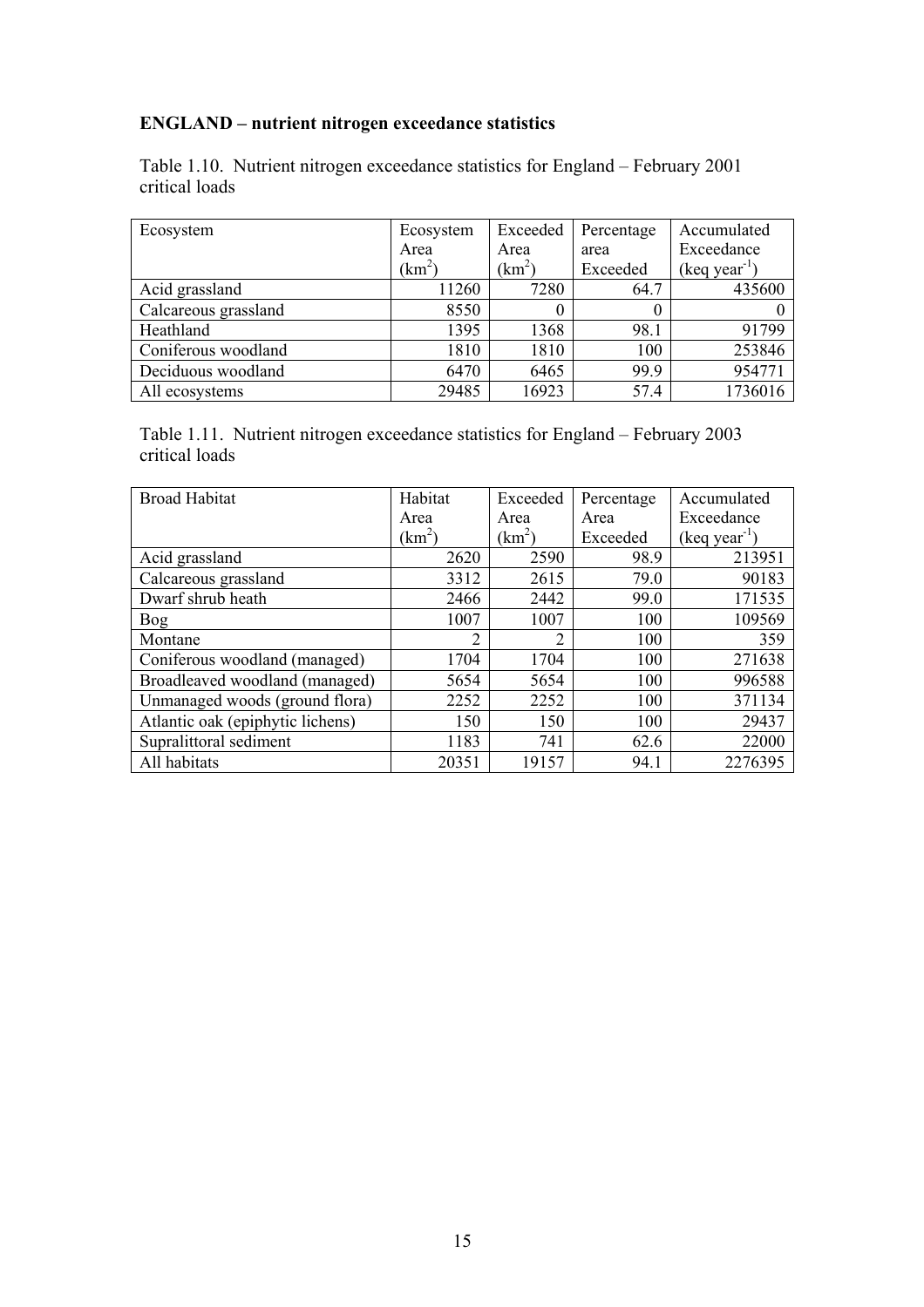**ENGLAND – nutrient nitrogen exceedance statistics**

Table 1.10. Nutrient nitrogen exceedance statistics for England – February 2001 critical loads

| Ecosystem | Ecosystem Area ($km^2$) | Exceeded Area ($km^2$) | Percentage area Exceeded | Accumulated Exceedance (keq $year^{-1}$) |
|---|---|---|---|---|
| Acid grassland | 11260 | 7280 | 64.7 | 435600 |
| Calcareous grassland | 8550 | 0 | 0 | 0 |
| Heathland | 1395 | 1368 | 98.1 | 91799 |
| Coniferous woodland | 1810 | 1810 | 100 | 253846 |
| Deciduous woodland | 6470 | 6465 | 99.9 | 954771 |
| All ecosystems | 29485 | 16923 | 57.4 | 1736016 |

Table 1.11. Nutrient nitrogen exceedance statistics for England – February 2003 critical loads

| Broad Habitat | Habitat Area ($km^2$) | Exceeded Area ($km^2$) | Percentage Area Exceeded | Accumulated Exceedance (keq $year^{-1}$) |
|---|---|---|---|---|
| Acid grassland | 2620 | 2590 | 98.9 | 213951 |
| Calcareous grassland | 3312 | 2615 | 79.0 | 90183 |
| Dwarf shrub heath | 2466 | 2442 | 99.0 | 171535 |
| Bog | 1007 | 1007 | 100 | 109569 |
| Montane | 2 | 2 | 100 | 359 |
| Coniferous woodland (managed) | 1704 | 1704 | 100 | 271638 |
| Broadleaved woodland (managed) | 5654 | 5654 | 100 | 996588 |
| Unmanaged woods (ground flora) | 2252 | 2252 | 100 | 371134 |
| Atlantic oak (epiphytic lichens) | 150 | 150 | 100 | 29437 |
| Supralittoral sediment | 1183 | 741 | 62.6 | 22000 |
| All habitats | 20351 | 19157 | 94.1 | 2276395 |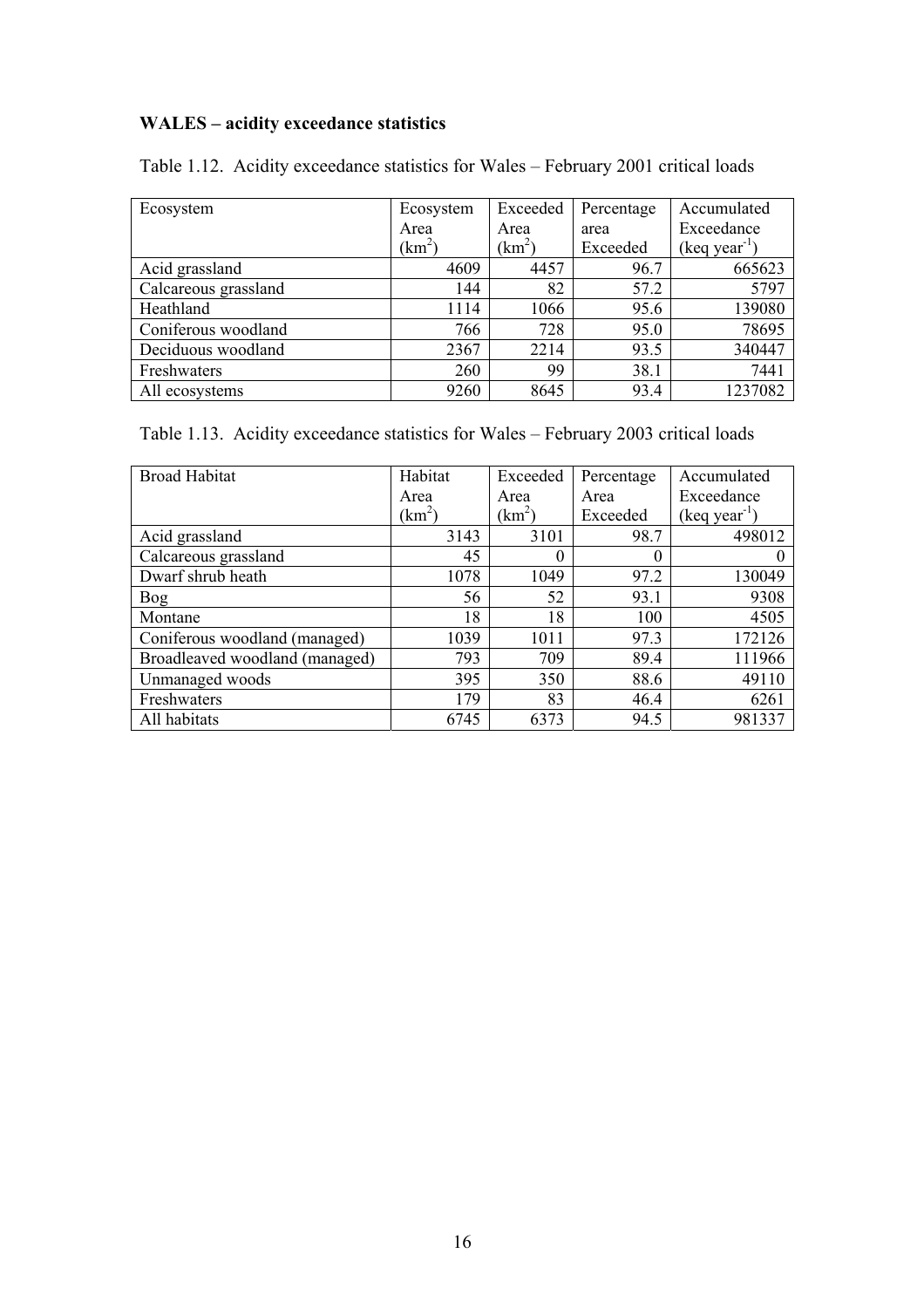**WALES – acidity exceedance statistics**

Table 1.12. Acidity exceedance statistics for Wales – February 2001 critical loads

| Ecosystem | Ecosystem Area ($km^2$) | Exceeded Area ($km^2$) | Percentage area Exceeded | Accumulated Exceedance (keq $year^{-1}$) |
|---|---|---|---|---|
| Acid grassland | 4609 | 4457 | 96.7 | 665623 |
| Calcareous grassland | 144 | 82 | 57.2 | 5797 |
| Heathland | 1114 | 1066 | 95.6 | 139080 |
| Coniferous woodland | 766 | 728 | 95.0 | 78695 |
| Deciduous woodland | 2367 | 2214 | 93.5 | 340447 |
| Freshwaters | 260 | 99 | 38.1 | 7441 |
| All ecosystems | 9260 | 8645 | 93.4 | 1237082 |

Table 1.13. Acidity exceedance statistics for Wales – February 2003 critical loads

| Broad Habitat | Habitat Area ($km^2$) | Exceeded Area ($km^2$) | Percentage Area Exceeded | Accumulated Exceedance (keq $year^{-1}$) |
|---|---|---|---|---|
| Acid grassland | 3143 | 3101 | 98.7 | 498012 |
| Calcareous grassland | 45 | 0 | 0 | 0 |
| Dwarf shrub heath | 1078 | 1049 | 97.2 | 130049 |
| Bog | 56 | 52 | 93.1 | 9308 |
| Montane | 18 | 18 | 100 | 4505 |
| Coniferous woodland (managed) | 1039 | 1011 | 97.3 | 172126 |
| Broadleaved woodland (managed) | 793 | 709 | 89.4 | 111966 |
| Unmanaged woods | 395 | 350 | 88.6 | 49110 |
| Freshwaters | 179 | 83 | 46.4 | 6261 |
| All habitats | 6745 | 6373 | 94.5 | 981337 |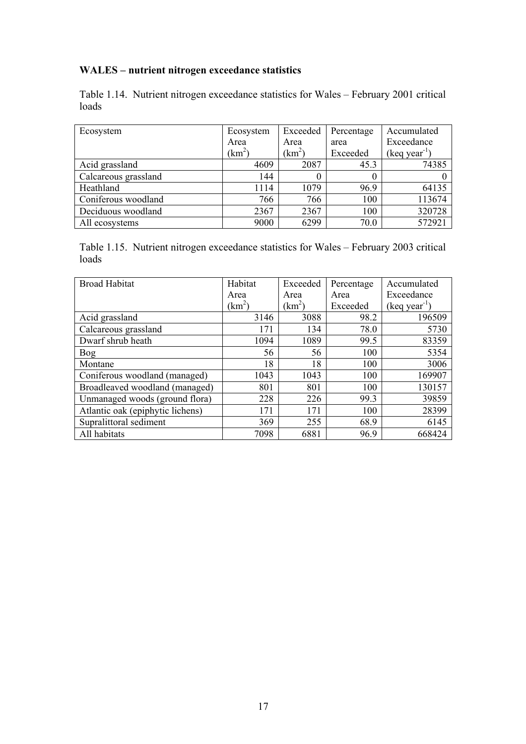**WALES – nutrient nitrogen exceedance statistics**

Table 1.14. Nutrient nitrogen exceedance statistics for Wales – February 2001 critical loads

| Ecosystem | Ecosystem Area ($km^2$) | Exceeded Area ($km^2$) | Percentage area Exceeded | Accumulated Exceedance (keq $year^{-1}$) |
|---|---|---|---|---|
| Acid grassland | 4609 | 2087 | 45.3 | 74385 |
| Calcareous grassland | 144 | 0 | 0 | 0 |
| Heathland | 1114 | 1079 | 96.9 | 64135 |
| Coniferous woodland | 766 | 766 | 100 | 113674 |
| Deciduous woodland | 2367 | 2367 | 100 | 320728 |
| All ecosystems | 9000 | 6299 | 70.0 | 572921 |

Table 1.15. Nutrient nitrogen exceedance statistics for Wales – February 2003 critical loads

| Broad Habitat | Habitat Area ($km^2$) | Exceeded Area ($km^2$) | Percentage Area Exceeded | Accumulated Exceedance (keq $year^{-1}$) |
|---|---|---|---|---|
| Acid grassland | 3146 | 3088 | 98.2 | 196509 |
| Calcareous grassland | 171 | 134 | 78.0 | 5730 |
| Dwarf shrub heath | 1094 | 1089 | 99.5 | 83359 |
| Bog | 56 | 56 | 100 | 5354 |
| Montane | 18 | 18 | 100 | 3006 |
| Coniferous woodland (managed) | 1043 | 1043 | 100 | 169907 |
| Broadleaved woodland (managed) | 801 | 801 | 100 | 130157 |
| Unmanaged woods (ground flora) | 228 | 226 | 99.3 | 39859 |
| Atlantic oak (epiphytic lichens) | 171 | 171 | 100 | 28399 |
| Supralittoral sediment | 369 | 255 | 68.9 | 6145 |
| All habitats | 7098 | 6881 | 96.9 | 668424 |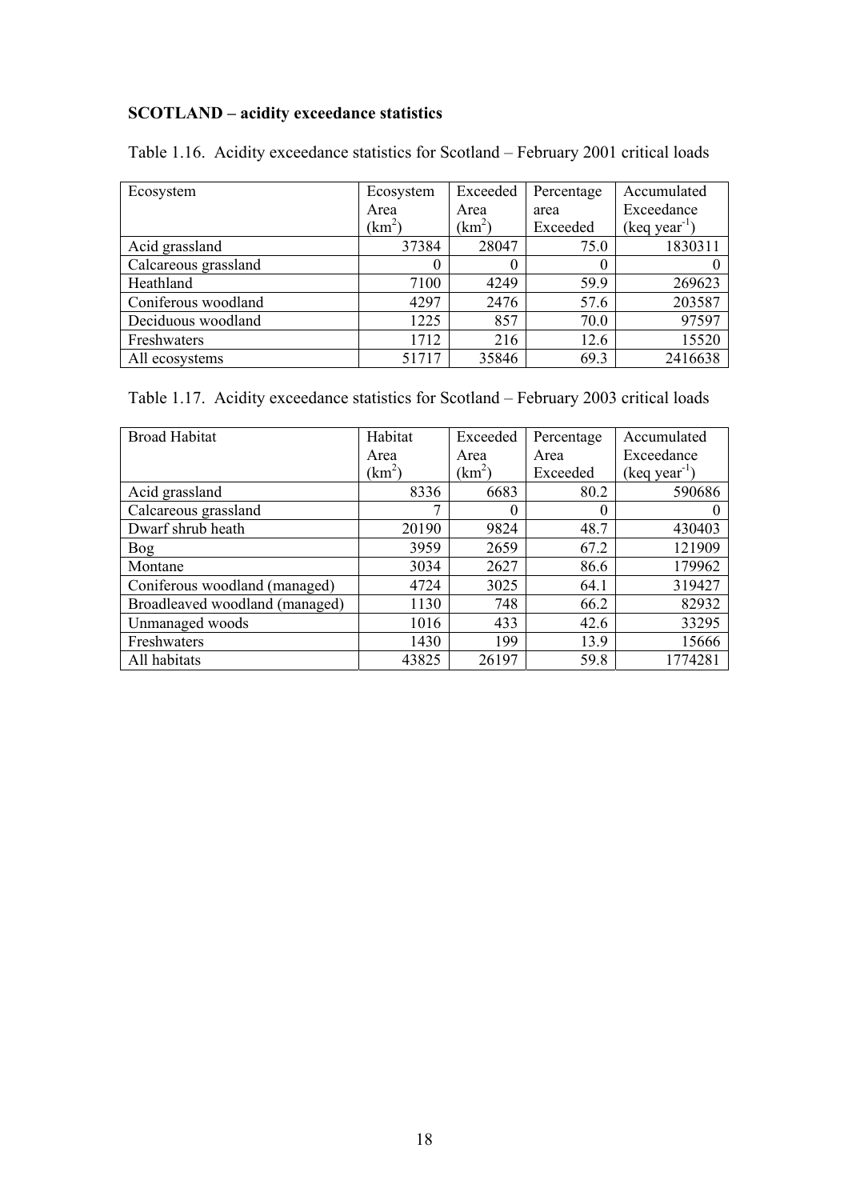**SCOTLAND – acidity exceedance statistics**

Table 1.16. Acidity exceedance statistics for Scotland – February 2001 critical loads

| Ecosystem | Ecosystem Area ($km^2$) | Exceeded Area ($km^2$) | Percentage area Exceeded | Accumulated Exceedance (keq $year^{-1}$) |
|---|---|---|---|---|
| Acid grassland | 37384 | 28047 | 75.0 | 1830311 |
| Calcareous grassland | 0 | 0 | 0 | 0 |
| Heathland | 7100 | 4249 | 59.9 | 269623 |
| Coniferous woodland | 4297 | 2476 | 57.6 | 203587 |
| Deciduous woodland | 1225 | 857 | 70.0 | 97597 |
| Freshwaters | 1712 | 216 | 12.6 | 15520 |
| All ecosystems | 51717 | 35846 | 69.3 | 2416638 |

Table 1.17. Acidity exceedance statistics for Scotland – February 2003 critical loads

| Broad Habitat | Habitat Area ($km^2$) | Exceeded Area ($km^2$) | Percentage Area Exceeded | Accumulated Exceedance (keq $year^{-1}$) |
|---|---|---|---|---|
| Acid grassland | 8336 | 6683 | 80.2 | 590686 |
| Calcareous grassland | 7 | 0 | 0 | 0 |
| Dwarf shrub heath | 20190 | 9824 | 48.7 | 430403 |
| Bog | 3959 | 2659 | 67.2 | 121909 |
| Montane | 3034 | 2627 | 86.6 | 179962 |
| Coniferous woodland (managed) | 4724 | 3025 | 64.1 | 319427 |
| Broadleaved woodland (managed) | 1130 | 748 | 66.2 | 82932 |
| Unmanaged woods | 1016 | 433 | 42.6 | 33295 |
| Freshwaters | 1430 | 199 | 13.9 | 15666 |
| All habitats | 43825 | 26197 | 59.8 | 1774281 |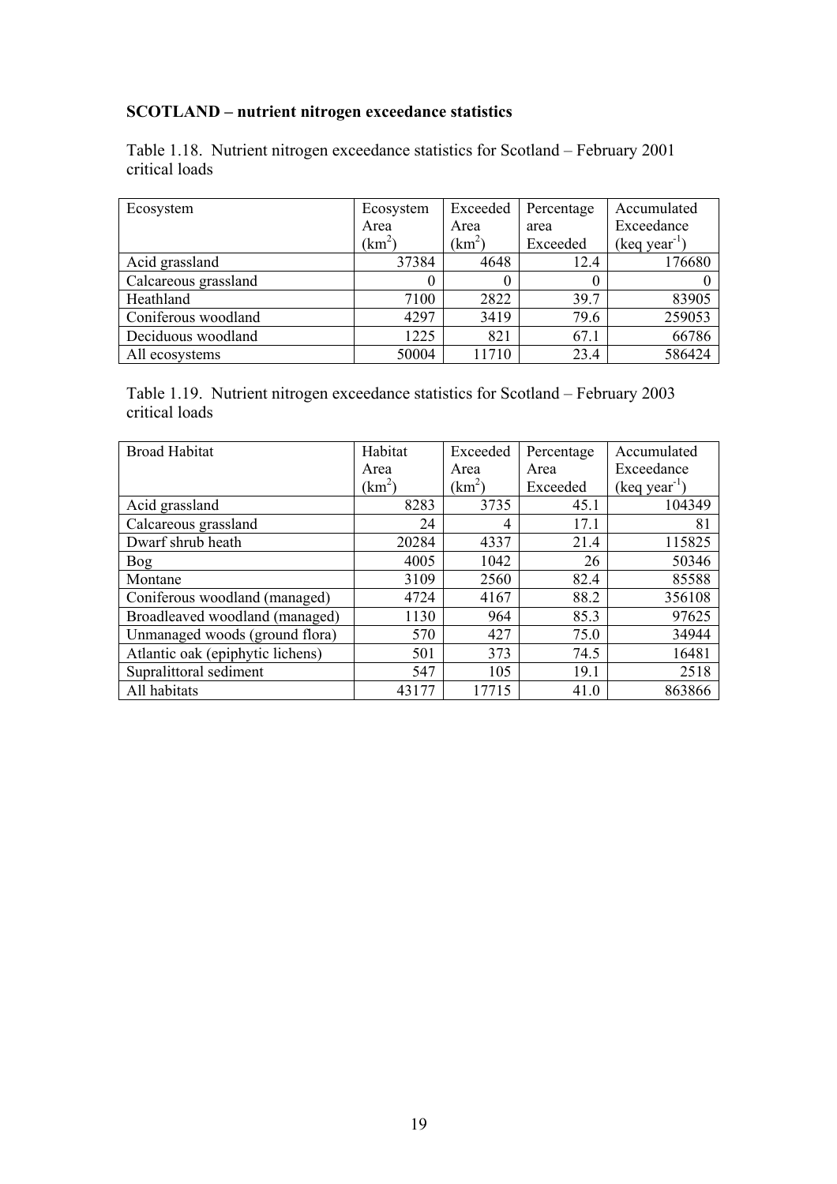**SCOTLAND – nutrient nitrogen exceedance statistics**

Table 1.18. Nutrient nitrogen exceedance statistics for Scotland – February 2001 critical loads

| Ecosystem | Ecosystem Area ($km^2$) | Exceeded Area ($km^2$) | Percentage area Exceeded | Accumulated Exceedance (keq $year^{-1}$) |
|---|---|---|---|---|
| Acid grassland | 37384 | 4648 | 12.4 | 176680 |
| Calcareous grassland | 0 | 0 | 0 | 0 |
| Heathland | 7100 | 2822 | 39.7 | 83905 |
| Coniferous woodland | 4297 | 3419 | 79.6 | 259053 |
| Deciduous woodland | 1225 | 821 | 67.1 | 66786 |
| All ecosystems | 50004 | 11710 | 23.4 | 586424 |

Table 1.19. Nutrient nitrogen exceedance statistics for Scotland – February 2003 critical loads

| Broad Habitat | Habitat Area ($km^2$) | Exceeded Area ($km^2$) | Percentage Area Exceeded | Accumulated Exceedance (keq $year^{-1}$) |
|---|---|---|---|---|
| Acid grassland | 8283 | 3735 | 45.1 | 104349 |
| Calcareous grassland | 24 | 4 | 17.1 | 81 |
| Dwarf shrub heath | 20284 | 4337 | 21.4 | 115825 |
| Bog | 4005 | 1042 | 26 | 50346 |
| Montane | 3109 | 2560 | 82.4 | 85588 |
| Coniferous woodland (managed) | 4724 | 4167 | 88.2 | 356108 |
| Broadleaved woodland (managed) | 1130 | 964 | 85.3 | 97625 |
| Unmanaged woods (ground flora) | 570 | 427 | 75.0 | 34944 |
| Atlantic oak (epiphytic lichens) | 501 | 373 | 74.5 | 16481 |
| Supralittoral sediment | 547 | 105 | 19.1 | 2518 |
| All habitats | 43177 | 17715 | 41.0 | 863866 |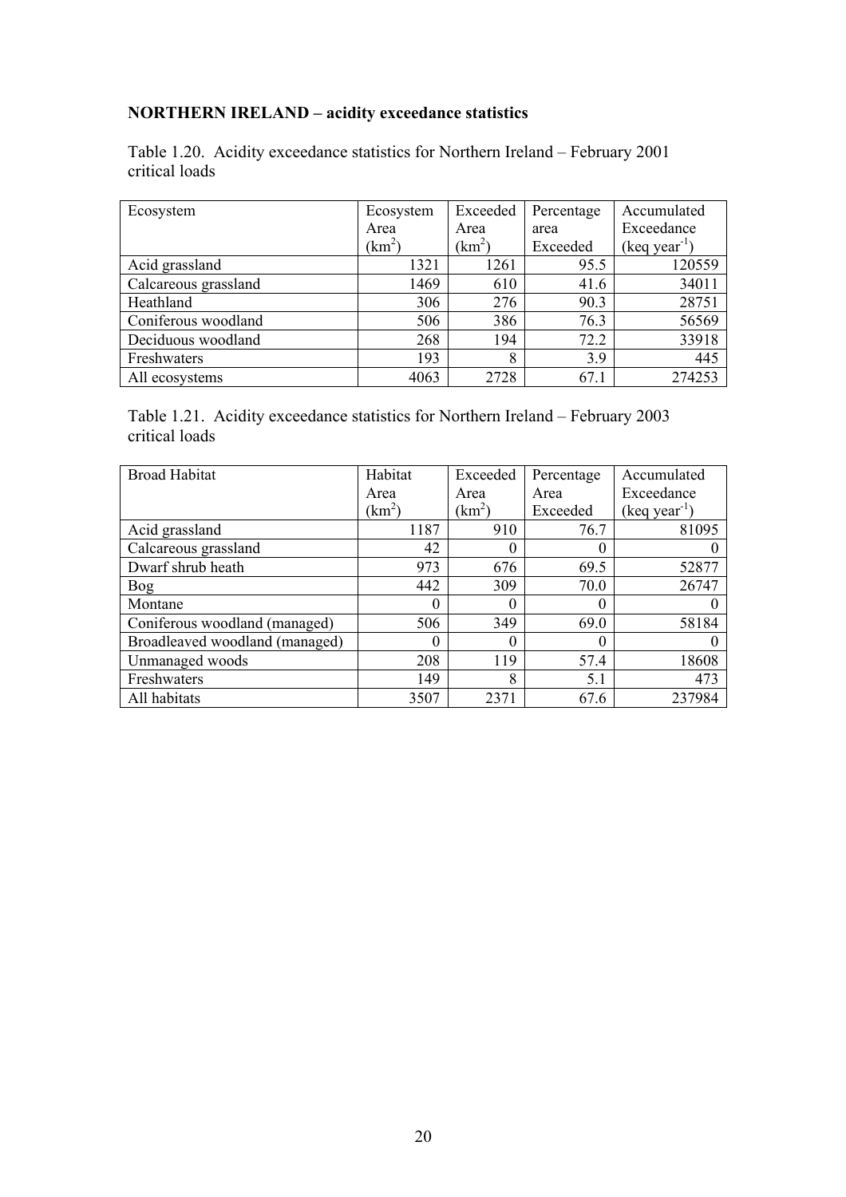**NORTHERN IRELAND – acidity exceedance statistics**

Table 1.20. Acidity exceedance statistics for Northern Ireland – February 2001 critical loads

| Ecosystem | Ecosystem Area ($km^2$) | Exceeded Area ($km^2$) | Percentage area Exceeded | Accumulated Exceedance (keq $year^{-1}$) |
|---|---|---|---|---|
| Acid grassland | 1321 | 1261 | 95.5 | 120559 |
| Calcareous grassland | 1469 | 610 | 41.6 | 34011 |
| Heathland | 306 | 276 | 90.3 | 28751 |
| Coniferous woodland | 506 | 386 | 76.3 | 56569 |
| Deciduous woodland | 268 | 194 | 72.2 | 33918 |
| Freshwaters | 193 | 8 | 3.9 | 445 |
| All ecosystems | 4063 | 2728 | 67.1 | 274253 |

Table 1.21. Acidity exceedance statistics for Northern Ireland – February 2003 critical loads

| Broad Habitat | Habitat Area ($km^2$) | Exceeded Area ($km^2$) | Percentage Area Exceeded | Accumulated Exceedance (keq $year^{-1}$) |
|---|---|---|---|---|
| Acid grassland | 1187 | 910 | 76.7 | 81095 |
| Calcareous grassland | 42 | 0 | 0 | 0 |
| Dwarf shrub heath | 973 | 676 | 69.5 | 52877 |
| Bog | 442 | 309 | 70.0 | 26747 |
| Montane | 0 | 0 | 0 | 0 |
| Coniferous woodland (managed) | 506 | 349 | 69.0 | 58184 |
| Broadleaved woodland (managed) | 0 | 0 | 0 | 0 |
| Unmanaged woods | 208 | 119 | 57.4 | 18608 |
| Freshwaters | 149 | 8 | 5.1 | 473 |
| All habitats | 3507 | 2371 | 67.6 | 237984 |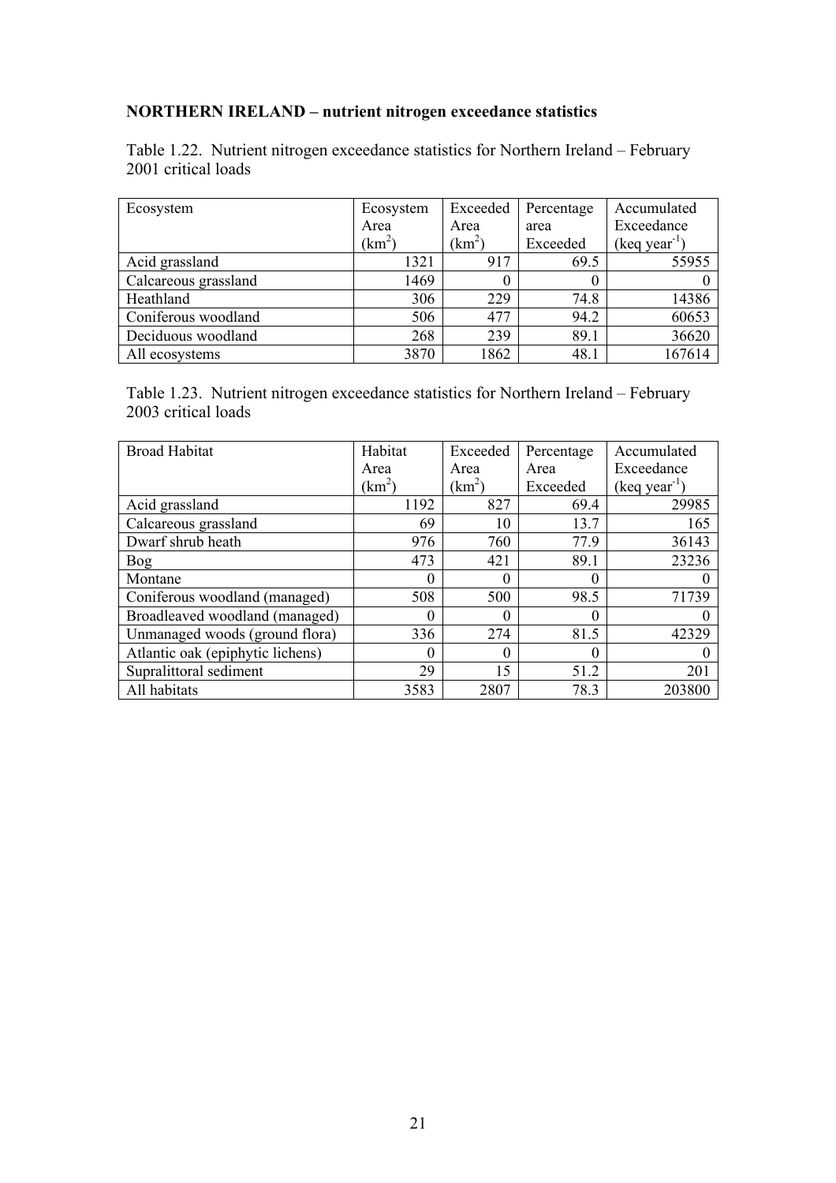**NORTHERN IRELAND – nutrient nitrogen exceedance statistics**

Table 1.22. Nutrient nitrogen exceedance statistics for Northern Ireland – February 2001 critical loads

| Ecosystem | Ecosystem Area ($km^2$) | Exceeded Area ($km^2$) | Percentage area Exceeded | Accumulated Exceedance (keq $year^{-1}$) |
|---|---|---|---|---|
| Acid grassland | 1321 | 917 | 69.5 | 55955 |
| Calcareous grassland | 1469 | 0 | 0 | 0 |
| Heathland | 306 | 229 | 74.8 | 14386 |
| Coniferous woodland | 506 | 477 | 94.2 | 60653 |
| Deciduous woodland | 268 | 239 | 89.1 | 36620 |
| All ecosystems | 3870 | 1862 | 48.1 | 167614 |

Table 1.23. Nutrient nitrogen exceedance statistics for Northern Ireland – February 2003 critical loads

| Broad Habitat | Habitat Area ($km^2$) | Exceeded Area ($km^2$) | Percentage Area Exceeded | Accumulated Exceedance (keq $year^{-1}$) |
|---|---|---|---|---|
| Acid grassland | 1192 | 827 | 69.4 | 29985 |
| Calcareous grassland | 69 | 10 | 13.7 | 165 |
| Dwarf shrub heath | 976 | 760 | 77.9 | 36143 |
| Bog | 473 | 421 | 89.1 | 23236 |
| Montane | 0 | 0 | 0 | 0 |
| Coniferous woodland (managed) | 508 | 500 | 98.5 | 71739 |
| Broadleaved woodland (managed) | 0 | 0 | 0 | 0 |
| Unmanaged woods (ground flora) | 336 | 274 | 81.5 | 42329 |
| Atlantic oak (epiphytic lichens) | 0 | 0 | 0 | 0 |
| Supralittoral sediment | 29 | 15 | 51.2 | 201 |
| All habitats | 3583 | 2807 | 78.3 | 203800 |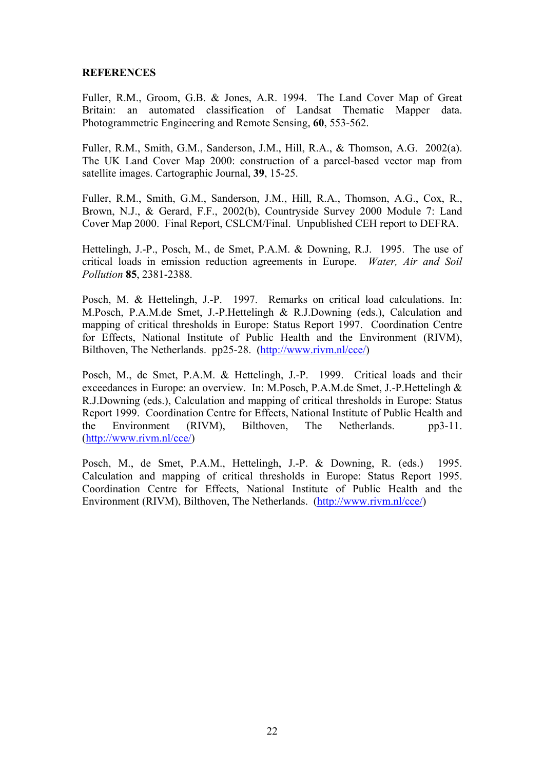**REFERENCES**

Fuller, R.M., Groom, G.B. & Jones, A.R. 1994. The Land Cover Map of Great Britain: an automated classification of Landsat Thematic Mapper data. Photogrammetric Engineering and Remote Sensing, **60**, 553-562.

Fuller, R.M., Smith, G.M., Sanderson, J.M., Hill, R.A., & Thomson, A.G. 2002(a). The UK Land Cover Map 2000: construction of a parcel-based vector map from satellite images. Cartographic Journal, **39**, 15-25.

Fuller, R.M., Smith, G.M., Sanderson, J.M., Hill, R.A., Thomson, A.G., Cox, R., Brown, N.J., & Gerard, F.F., 2002(b), Countryside Survey 2000 Module 7: Land Cover Map 2000. Final Report, CSLCM/Final. Unpublished CEH report to DEFRA.

Hettelingh, J.-P., Posch, M., de Smet, P.A.M. & Downing, R.J. 1995. The use of critical loads in emission reduction agreements in Europe. *Water, Air and Soil Pollution* **85**, 2381-2388.

Posch, M. & Hettelingh, J.-P. 1997. Remarks on critical load calculations. In: M.Posch, P.A.M.de Smet, J.-P.Hettelingh & R.J.Downing (eds.), Calculation and mapping of critical thresholds in Europe: Status Report 1997. Coordination Centre for Effects, National Institute of Public Health and the Environment (RIVM), Bilthoven, The Netherlands. pp25-28. (http://www.rivm.nl/cce/)

Posch, M., de Smet, P.A.M. & Hettelingh, J.-P. 1999. Critical loads and their exceedances in Europe: an overview. In: M.Posch, P.A.M.de Smet, J.-P.Hettelingh & R.J.Downing (eds.), Calculation and mapping of critical thresholds in Europe: Status Report 1999. Coordination Centre for Effects, National Institute of Public Health and the Environment (RIVM), Bilthoven, The Netherlands. pp3-11. (http://www.rivm.nl/cce/)

Posch, M., de Smet, P.A.M., Hettelingh, J.-P. & Downing, R. (eds.) 1995. Calculation and mapping of critical thresholds in Europe: Status Report 1995. Coordination Centre for Effects, National Institute of Public Health and the Environment (RIVM), Bilthoven, The Netherlands. (http://www.rivm.nl/cce/)